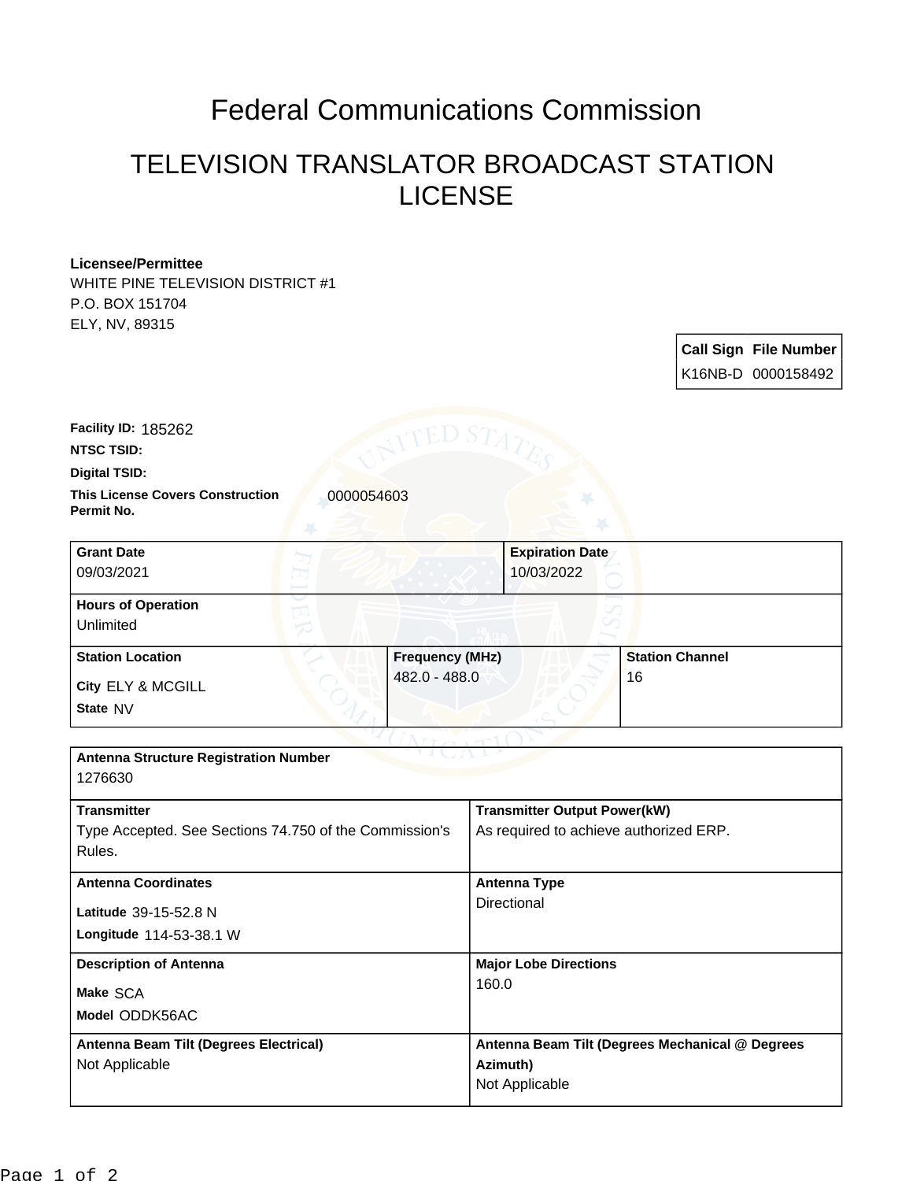# Federal Communications Commission

## TELEVISION TRANSLATOR BROADCAST STATION LICENSE

**Licensee/Permittee**
WHITE PINE TELEVISION DISTRICT #1
P.O. BOX 151704
ELY, NV, 89315

| Call Sign | File Number |
| --- | --- |
| K16NB-D | 0000158492 |

**Facility ID:** 185262

**NTSC TSID:**

**Digital TSID:**

**This License Covers Construction Permit No.** 0000054603

| Grant Date | Expiration Date |
| --- | --- |
| 09/03/2021 | 10/03/2022 |

**Hours of Operation**
Unlimited

| Station Location | Frequency (MHz) | Station Channel |
| --- | --- | --- |
| City ELY & MCGILL<br>State NV | 482.0 - 488.0 | 16 |

**Antenna Structure Registration Number**
1276630

| Transmitter | Transmitter Output Power(kW) |
| --- | --- |
| Type Accepted. See Sections 74.750 of the Commission's Rules. | As required to achieve authorized ERP. |

| Antenna Coordinates | Antenna Type |
| --- | --- |
| Latitude 39-15-52.8 N<br>Longitude 114-53-38.1 W | Directional |

| Description of Antenna | Major Lobe Directions |
| --- | --- |
| Make SCA<br>Model ODDK56AC | 160.0 |

| Antenna Beam Tilt (Degrees Electrical) | Antenna Beam Tilt (Degrees Mechanical @ Degrees Azimuth) |
| --- | --- |
| Not Applicable | Not Applicable |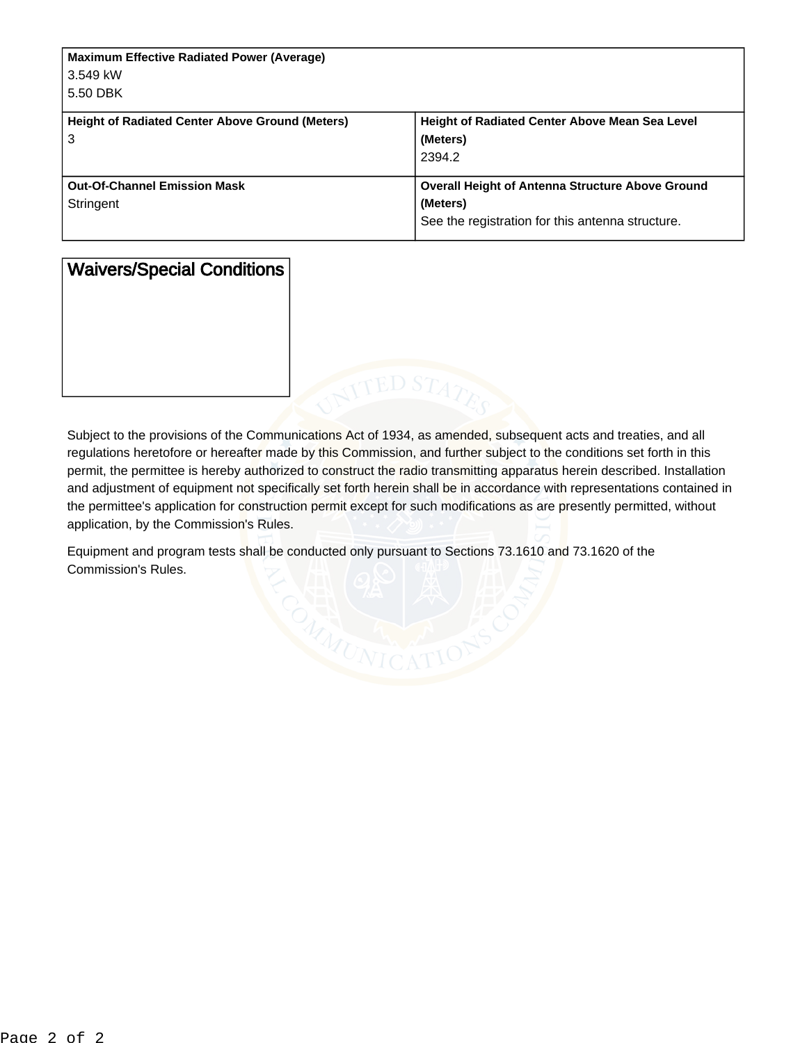| | |
|---|---|
| **Maximum Effective Radiated Power (Average)**<br>3.549 kW<br>5.50 DBK | |
| **Height of Radiated Center Above Ground (Meters)**<br>3 | **Height of Radiated Center Above Mean Sea Level (Meters)**<br>2394.2 |
| **Out-Of-Channel Emission Mask**<br>Stringent | **Overall Height of Antenna Structure Above Ground (Meters)**<br>See the registration for this antenna structure. |

## Waivers/Special Conditions

Subject to the provisions of the Communications Act of 1934, as amended, subsequent acts and treaties, and all regulations heretofore or hereafter made by this Commission, and further subject to the conditions set forth in this permit, the permittee is hereby authorized to construct the radio transmitting apparatus herein described. Installation and adjustment of equipment not specifically set forth herein shall be in accordance with representations contained in the permittee's application for construction permit except for such modifications as are presently permitted, without application, by the Commission's Rules.

Equipment and program tests shall be conducted only pursuant to Sections 73.1610 and 73.1620 of the Commission's Rules.